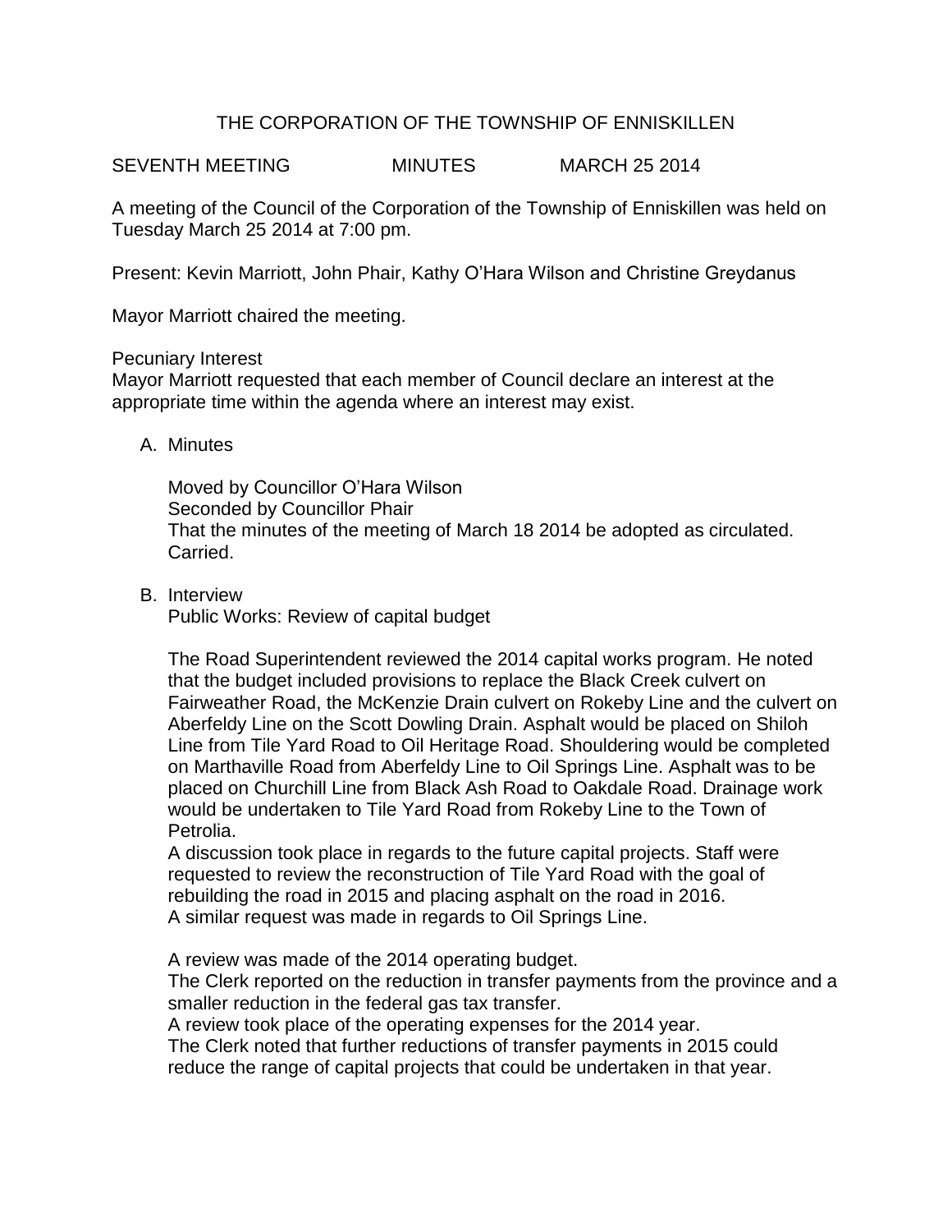# THE CORPORATION OF THE TOWNSHIP OF ENNISKILLEN

SEVENTH MEETING MINUTES MARCH 25 2014

A meeting of the Council of the Corporation of the Township of Enniskillen was held on Tuesday March 25 2014 at 7:00 pm.

Present: Kevin Marriott, John Phair, Kathy O'Hara Wilson and Christine Greydanus

Mayor Marriott chaired the meeting.

Pecuniary Interest
Mayor Marriott requested that each member of Council declare an interest at the appropriate time within the agenda where an interest may exist.

A. Minutes

Moved by Councillor O'Hara Wilson
Seconded by Councillor Phair
That the minutes of the meeting of March 18 2014 be adopted as circulated.
Carried.

B. Interview
Public Works: Review of capital budget

The Road Superintendent reviewed the 2014 capital works program. He noted that the budget included provisions to replace the Black Creek culvert on Fairweather Road, the McKenzie Drain culvert on Rokeby Line and the culvert on Aberfeldy Line on the Scott Dowling Drain. Asphalt would be placed on Shiloh Line from Tile Yard Road to Oil Heritage Road. Shouldering would be completed on Marthaville Road from Aberfeldy Line to Oil Springs Line. Asphalt was to be placed on Churchill Line from Black Ash Road to Oakdale Road. Drainage work would be undertaken to Tile Yard Road from Rokeby Line to the Town of Petrolia.
A discussion took place in regards to the future capital projects. Staff were requested to review the reconstruction of Tile Yard Road with the goal of rebuilding the road in 2015 and placing asphalt on the road in 2016.
A similar request was made in regards to Oil Springs Line.

A review was made of the 2014 operating budget.
The Clerk reported on the reduction in transfer payments from the province and a smaller reduction in the federal gas tax transfer.
A review took place of the operating expenses for the 2014 year.
The Clerk noted that further reductions of transfer payments in 2015 could reduce the range of capital projects that could be undertaken in that year.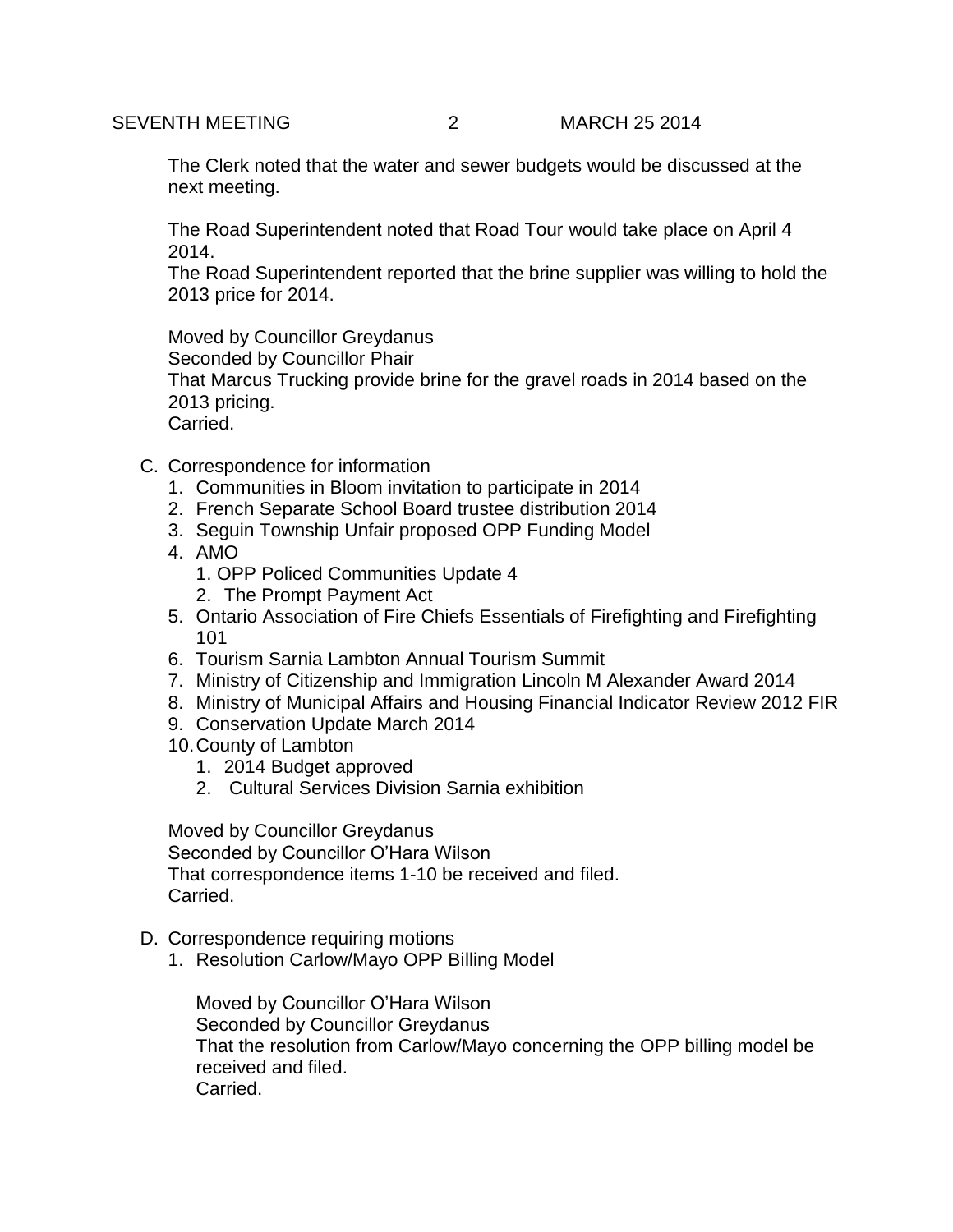The Clerk noted that the water and sewer budgets would be discussed at the next meeting.

The Road Superintendent noted that Road Tour would take place on April 4 2014.
The Road Superintendent reported that the brine supplier was willing to hold the 2013 price for 2014.

Moved by Councillor Greydanus
Seconded by Councillor Phair
That Marcus Trucking provide brine for the gravel roads in 2014 based on the 2013 pricing.
Carried.

C. Correspondence for information
   1. Communities in Bloom invitation to participate in 2014
   2. French Separate School Board trustee distribution 2014
   3. Seguin Township Unfair proposed OPP Funding Model
   4. AMO
      1. OPP Policed Communities Update 4
      2. The Prompt Payment Act
   5. Ontario Association of Fire Chiefs Essentials of Firefighting and Firefighting 101
   6. Tourism Sarnia Lambton Annual Tourism Summit
   7. Ministry of Citizenship and Immigration Lincoln M Alexander Award 2014
   8. Ministry of Municipal Affairs and Housing Financial Indicator Review 2012 FIR
   9. Conservation Update March 2014
   10. County of Lambton
       1. 2014 Budget approved
       2. Cultural Services Division Sarnia exhibition

Moved by Councillor Greydanus
Seconded by Councillor O'Hara Wilson
That correspondence items 1-10 be received and filed.
Carried.

D. Correspondence requiring motions
   1. Resolution Carlow/Mayo OPP Billing Model

      Moved by Councillor O'Hara Wilson
      Seconded by Councillor Greydanus
      That the resolution from Carlow/Mayo concerning the OPP billing model be received and filed.
      Carried.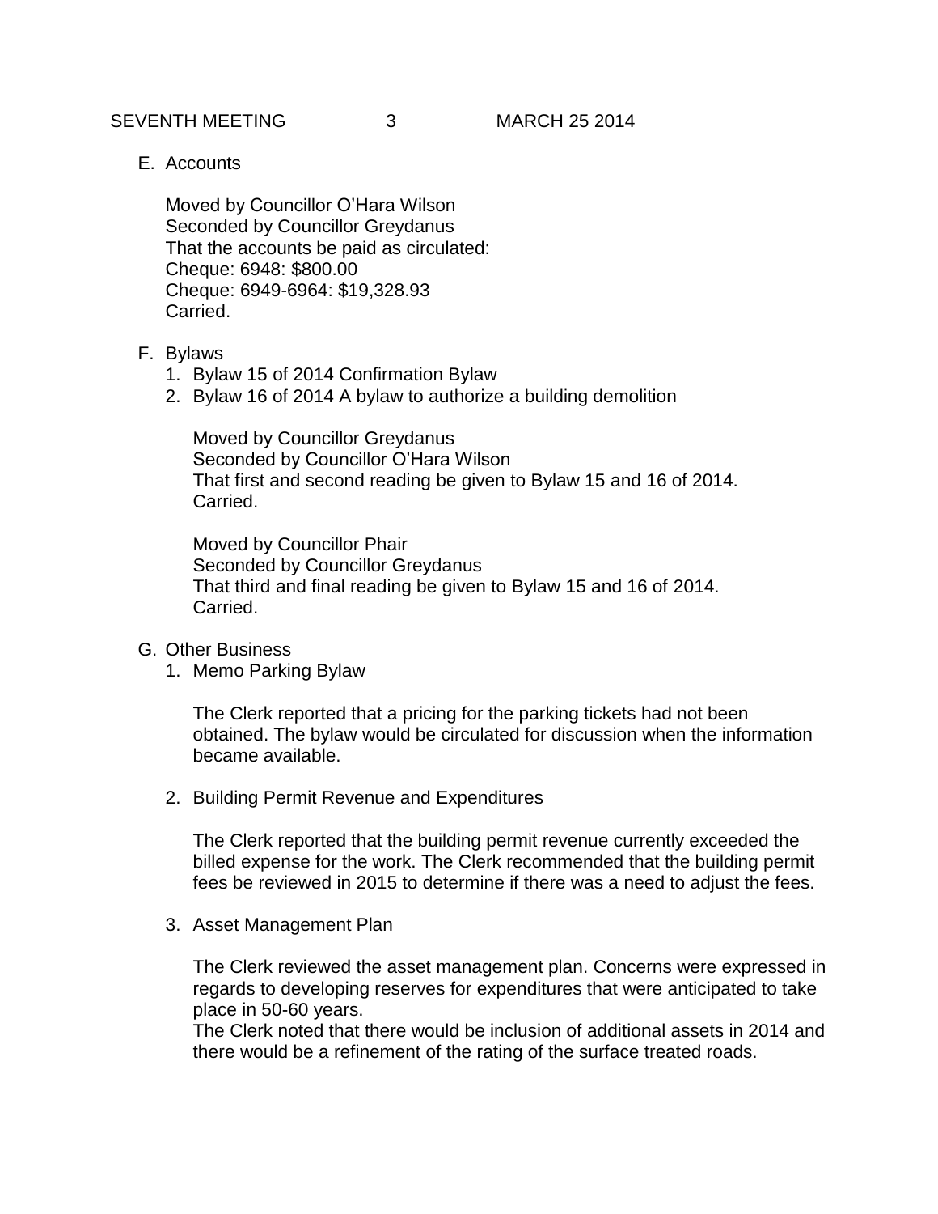E. Accounts

Moved by Councillor O'Hara Wilson
Seconded by Councillor Greydanus
That the accounts be paid as circulated:
Cheque: 6948: $800.00
Cheque: 6949-6964: $19,328.93
Carried.

F. Bylaws
   1. Bylaw 15 of 2014 Confirmation Bylaw
   2. Bylaw 16 of 2014 A bylaw to authorize a building demolition

   Moved by Councillor Greydanus
   Seconded by Councillor O'Hara Wilson
   That first and second reading be given to Bylaw 15 and 16 of 2014.
   Carried.

   Moved by Councillor Phair
   Seconded by Councillor Greydanus
   That third and final reading be given to Bylaw 15 and 16 of 2014.
   Carried.

G. Other Business
   1. Memo Parking Bylaw

   The Clerk reported that a pricing for the parking tickets had not been obtained. The bylaw would be circulated for discussion when the information became available.

   2. Building Permit Revenue and Expenditures

   The Clerk reported that the building permit revenue currently exceeded the billed expense for the work. The Clerk recommended that the building permit fees be reviewed in 2015 to determine if there was a need to adjust the fees.

   3. Asset Management Plan

   The Clerk reviewed the asset management plan. Concerns were expressed in regards to developing reserves for expenditures that were anticipated to take place in 50-60 years.
   The Clerk noted that there would be inclusion of additional assets in 2014 and there would be a refinement of the rating of the surface treated roads.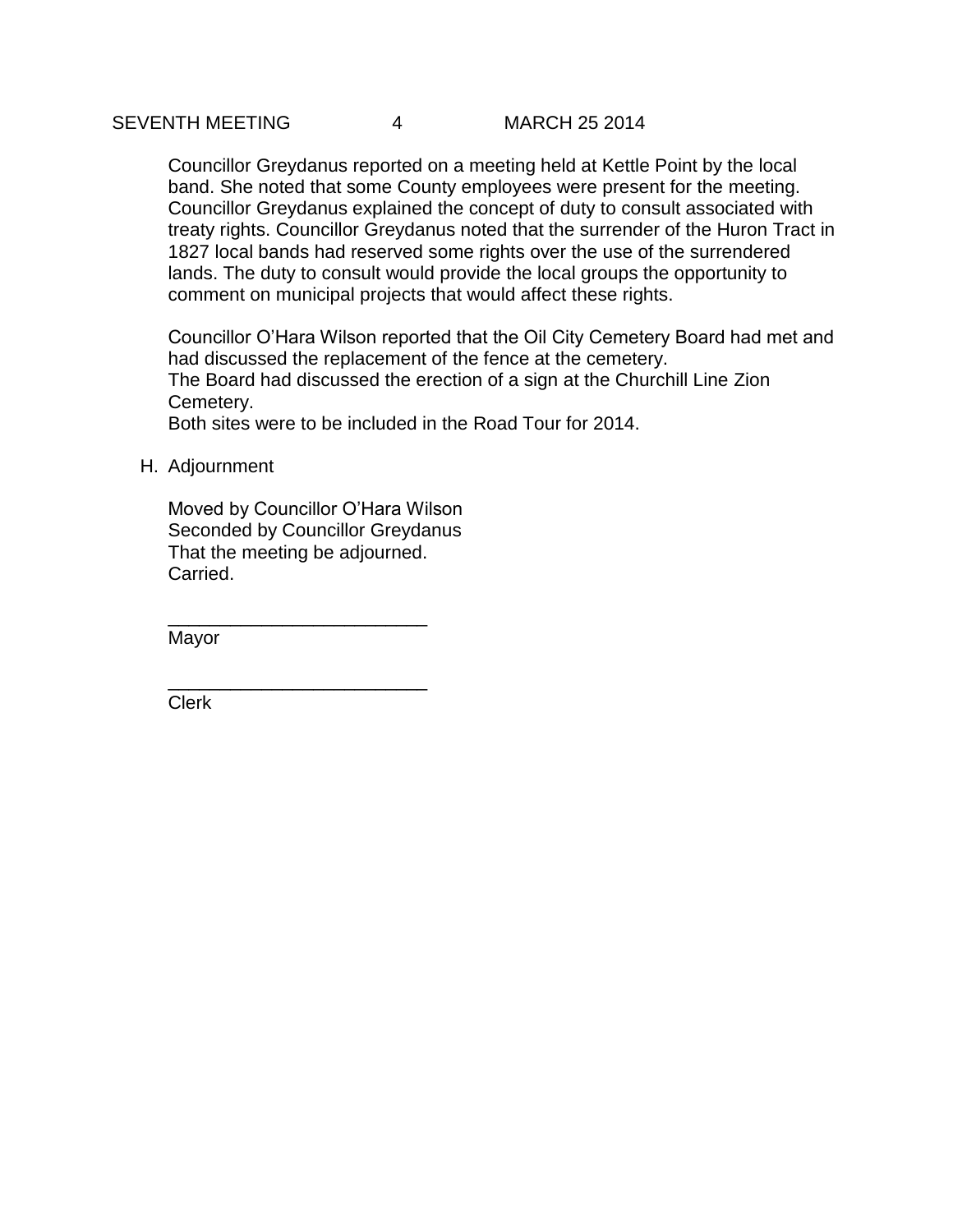Councillor Greydanus reported on a meeting held at Kettle Point by the local band. She noted that some County employees were present for the meeting. Councillor Greydanus explained the concept of duty to consult associated with treaty rights. Councillor Greydanus noted that the surrender of the Huron Tract in 1827 local bands had reserved some rights over the use of the surrendered lands. The duty to consult would provide the local groups the opportunity to comment on municipal projects that would affect these rights.

Councillor O'Hara Wilson reported that the Oil City Cemetery Board had met and had discussed the replacement of the fence at the cemetery.
The Board had discussed the erection of a sign at the Churchill Line Zion Cemetery.
Both sites were to be included in the Road Tour for 2014.

H. Adjournment

Moved by Councillor O'Hara Wilson
Seconded by Councillor Greydanus
That the meeting be adjourned.
Carried.

_________________________
Mayor

_________________________
Clerk